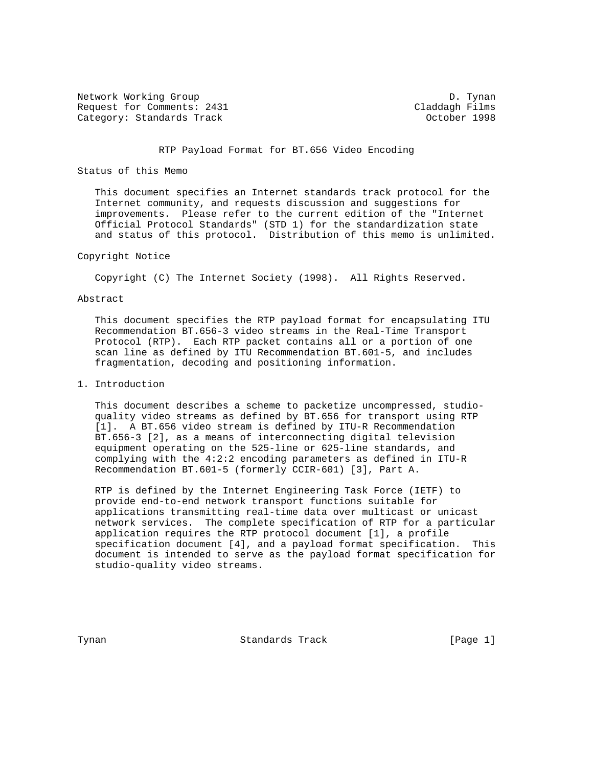Network Working Group D. Tynan
Request for Comments: 2431 Claddagh Films
Category: Standards Track October 1998

# RTP Payload Format for BT.656 Video Encoding

## Status of this Memo

This document specifies an Internet standards track protocol for the Internet community, and requests discussion and suggestions for improvements. Please refer to the current edition of the "Internet Official Protocol Standards" (STD 1) for the standardization state and status of this protocol. Distribution of this memo is unlimited.

## Copyright Notice

Copyright (C) The Internet Society (1998). All Rights Reserved.

## Abstract

This document specifies the RTP payload format for encapsulating ITU Recommendation BT.656-3 video streams in the Real-Time Transport Protocol (RTP). Each RTP packet contains all or a portion of one scan line as defined by ITU Recommendation BT.601-5, and includes fragmentation, decoding and positioning information.

## 1. Introduction

This document describes a scheme to packetize uncompressed, studio-quality video streams as defined by BT.656 for transport using RTP [1]. A BT.656 video stream is defined by ITU-R Recommendation BT.656-3 [2], as a means of interconnecting digital television equipment operating on the 525-line or 625-line standards, and complying with the 4:2:2 encoding parameters as defined in ITU-R Recommendation BT.601-5 (formerly CCIR-601) [3], Part A.

RTP is defined by the Internet Engineering Task Force (IETF) to provide end-to-end network transport functions suitable for applications transmitting real-time data over multicast or unicast network services. The complete specification of RTP for a particular application requires the RTP protocol document [1], a profile specification document [4], and a payload format specification. This document is intended to serve as the payload format specification for studio-quality video streams.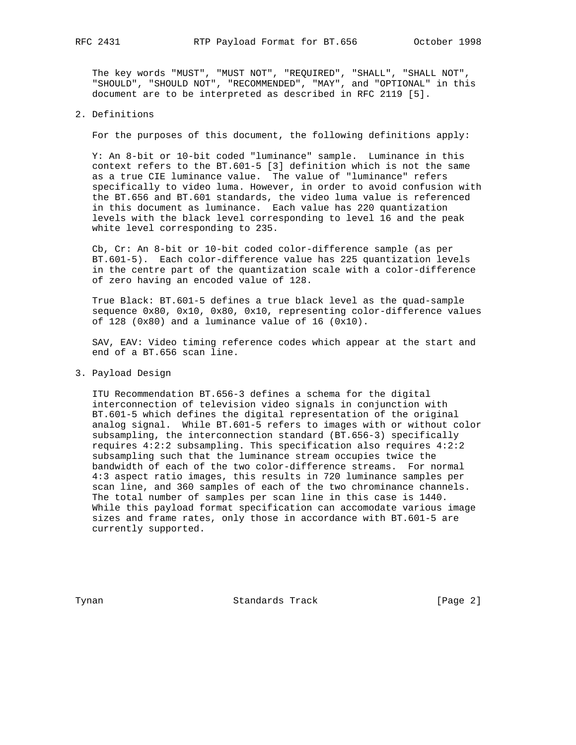The key words "MUST", "MUST NOT", "REQUIRED", "SHALL", "SHALL NOT", "SHOULD", "SHOULD NOT", "RECOMMENDED", "MAY", and "OPTIONAL" in this document are to be interpreted as described in RFC 2119 [5].

## 2. Definitions

For the purposes of this document, the following definitions apply:

Y: An 8-bit or 10-bit coded "luminance" sample. Luminance in this context refers to the BT.601-5 [3] definition which is not the same as a true CIE luminance value. The value of "luminance" refers specifically to video luma. However, in order to avoid confusion with the BT.656 and BT.601 standards, the video luma value is referenced in this document as luminance. Each value has 220 quantization levels with the black level corresponding to level 16 and the peak white level corresponding to 235.

Cb, Cr: An 8-bit or 10-bit coded color-difference sample (as per BT.601-5). Each color-difference value has 225 quantization levels in the centre part of the quantization scale with a color-difference of zero having an encoded value of 128.

True Black: BT.601-5 defines a true black level as the quad-sample sequence 0x80, 0x10, 0x80, 0x10, representing color-difference values of 128 (0x80) and a luminance value of 16 (0x10).

SAV, EAV: Video timing reference codes which appear at the start and end of a BT.656 scan line.

## 3. Payload Design

ITU Recommendation BT.656-3 defines a schema for the digital interconnection of television video signals in conjunction with BT.601-5 which defines the digital representation of the original analog signal. While BT.601-5 refers to images with or without color subsampling, the interconnection standard (BT.656-3) specifically requires 4:2:2 subsampling. This specification also requires 4:2:2 subsampling such that the luminance stream occupies twice the bandwidth of each of the two color-difference streams. For normal 4:3 aspect ratio images, this results in 720 luminance samples per scan line, and 360 samples of each of the two chrominance channels. The total number of samples per scan line in this case is 1440. While this payload format specification can accomodate various image sizes and frame rates, only those in accordance with BT.601-5 are currently supported.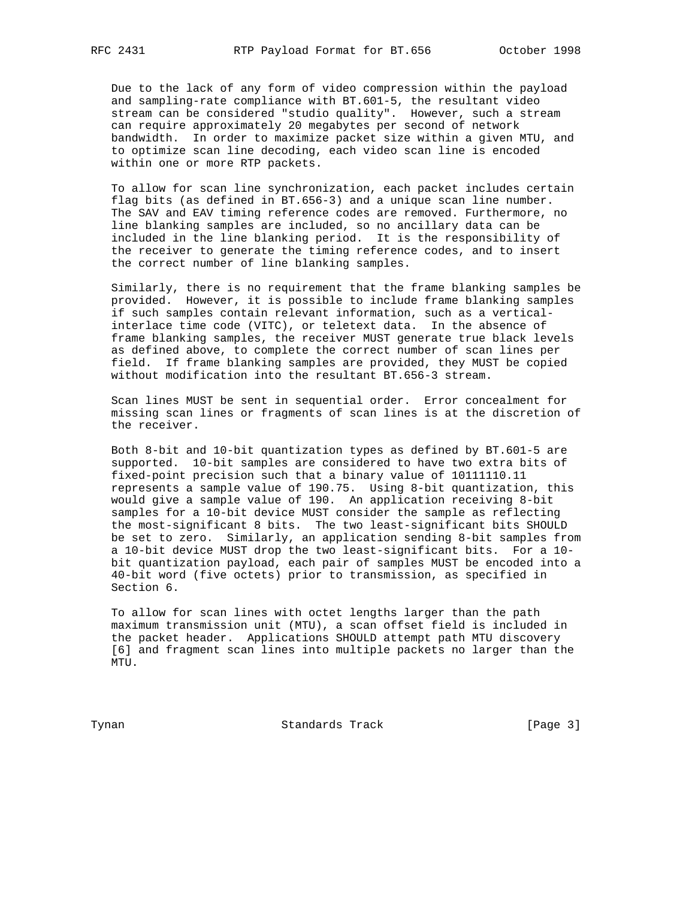Due to the lack of any form of video compression within the payload and sampling-rate compliance with BT.601-5, the resultant video stream can be considered "studio quality". However, such a stream can require approximately 20 megabytes per second of network bandwidth. In order to maximize packet size within a given MTU, and to optimize scan line decoding, each video scan line is encoded within one or more RTP packets.

To allow for scan line synchronization, each packet includes certain flag bits (as defined in BT.656-3) and a unique scan line number. The SAV and EAV timing reference codes are removed. Furthermore, no line blanking samples are included, so no ancillary data can be included in the line blanking period. It is the responsibility of the receiver to generate the timing reference codes, and to insert the correct number of line blanking samples.

Similarly, there is no requirement that the frame blanking samples be provided. However, it is possible to include frame blanking samples if such samples contain relevant information, such as a vertical-interlace time code (VITC), or teletext data. In the absence of frame blanking samples, the receiver MUST generate true black levels as defined above, to complete the correct number of scan lines per field. If frame blanking samples are provided, they MUST be copied without modification into the resultant BT.656-3 stream.

Scan lines MUST be sent in sequential order. Error concealment for missing scan lines or fragments of scan lines is at the discretion of the receiver.

Both 8-bit and 10-bit quantization types as defined by BT.601-5 are supported. 10-bit samples are considered to have two extra bits of fixed-point precision such that a binary value of 10111110.11 represents a sample value of 190.75. Using 8-bit quantization, this would give a sample value of 190. An application receiving 8-bit samples for a 10-bit device MUST consider the sample as reflecting the most-significant 8 bits. The two least-significant bits SHOULD be set to zero. Similarly, an application sending 8-bit samples from a 10-bit device MUST drop the two least-significant bits. For a 10-bit quantization payload, each pair of samples MUST be encoded into a 40-bit word (five octets) prior to transmission, as specified in Section 6.

To allow for scan lines with octet lengths larger than the path maximum transmission unit (MTU), a scan offset field is included in the packet header. Applications SHOULD attempt path MTU discovery [6] and fragment scan lines into multiple packets no larger than the MTU.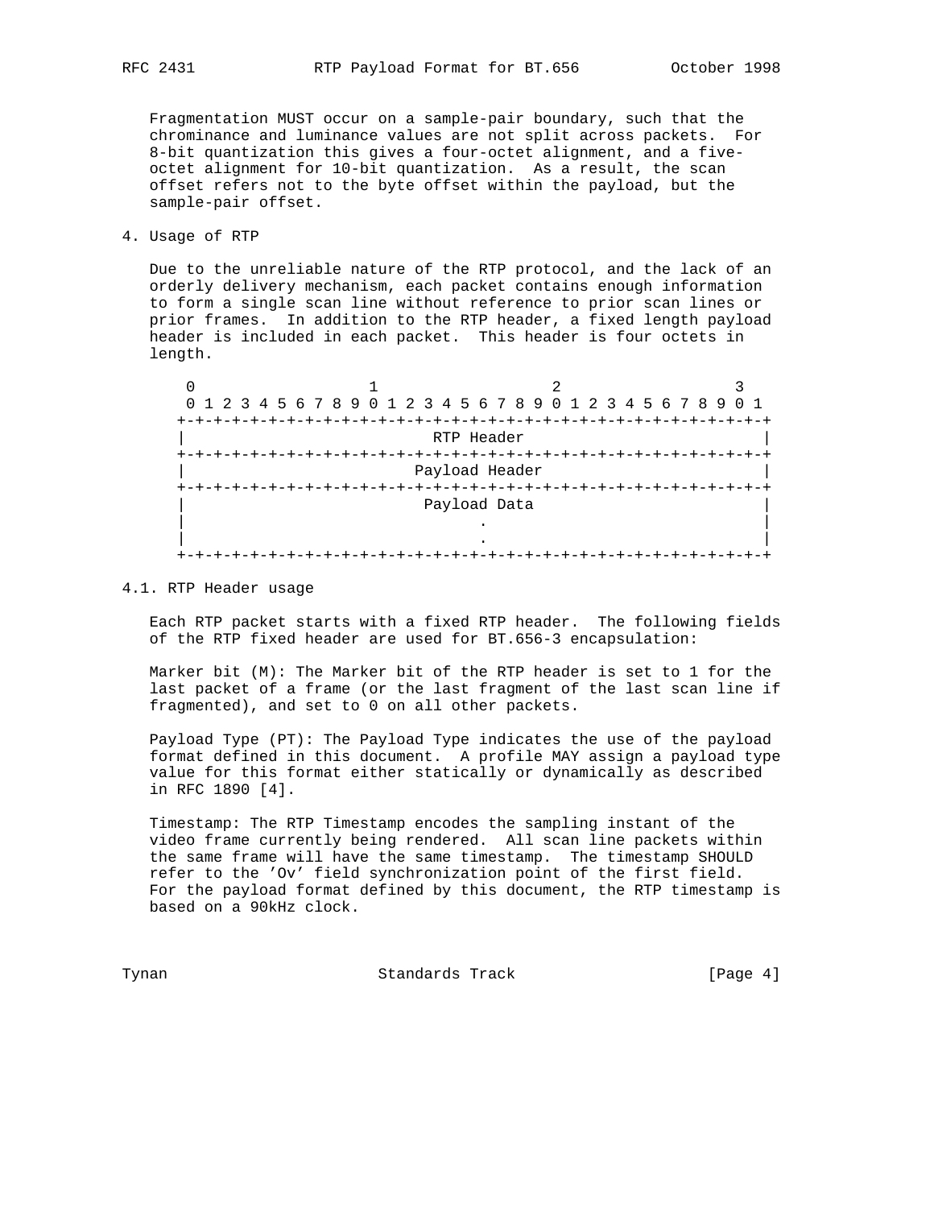Fragmentation MUST occur on a sample-pair boundary, such that the chrominance and luminance values are not split across packets. For 8-bit quantization this gives a four-octet alignment, and a five-octet alignment for 10-bit quantization. As a result, the scan offset refers not to the byte offset within the payload, but the sample-pair offset.

## 4. Usage of RTP

Due to the unreliable nature of the RTP protocol, and the lack of an orderly delivery mechanism, each packet contains enough information to form a single scan line without reference to prior scan lines or prior frames. In addition to the RTP header, a fixed length payload header is included in each packet. This header is four octets in length.

```
 0                   1                   2                   3
 0 1 2 3 4 5 6 7 8 9 0 1 2 3 4 5 6 7 8 9 0 1 2 3 4 5 6 7 8 9 0 1
+-+-+-+-+-+-+-+-+-+-+-+-+-+-+-+-+-+-+-+-+-+-+-+-+-+-+-+-+-+-+-+-+
|                          RTP Header                           |
+-+-+-+-+-+-+-+-+-+-+-+-+-+-+-+-+-+-+-+-+-+-+-+-+-+-+-+-+-+-+-+-+
|                        Payload Header                         |
+-+-+-+-+-+-+-+-+-+-+-+-+-+-+-+-+-+-+-+-+-+-+-+-+-+-+-+-+-+-+-+-+
|                         Payload Data                          |
|                               .                               |
|                               .                               |
+-+-+-+-+-+-+-+-+-+-+-+-+-+-+-+-+-+-+-+-+-+-+-+-+-+-+-+-+-+-+-+-+
```

### 4.1. RTP Header usage

Each RTP packet starts with a fixed RTP header. The following fields of the RTP fixed header are used for BT.656-3 encapsulation:

Marker bit (M): The Marker bit of the RTP header is set to 1 for the last packet of a frame (or the last fragment of the last scan line if fragmented), and set to 0 on all other packets.

Payload Type (PT): The Payload Type indicates the use of the payload format defined in this document. A profile MAY assign a payload type value for this format either statically or dynamically as described in RFC 1890 [4].

Timestamp: The RTP Timestamp encodes the sampling instant of the video frame currently being rendered. All scan line packets within the same frame will have the same timestamp. The timestamp SHOULD refer to the 'Ov' field synchronization point of the first field. For the payload format defined by this document, the RTP timestamp is based on a 90kHz clock.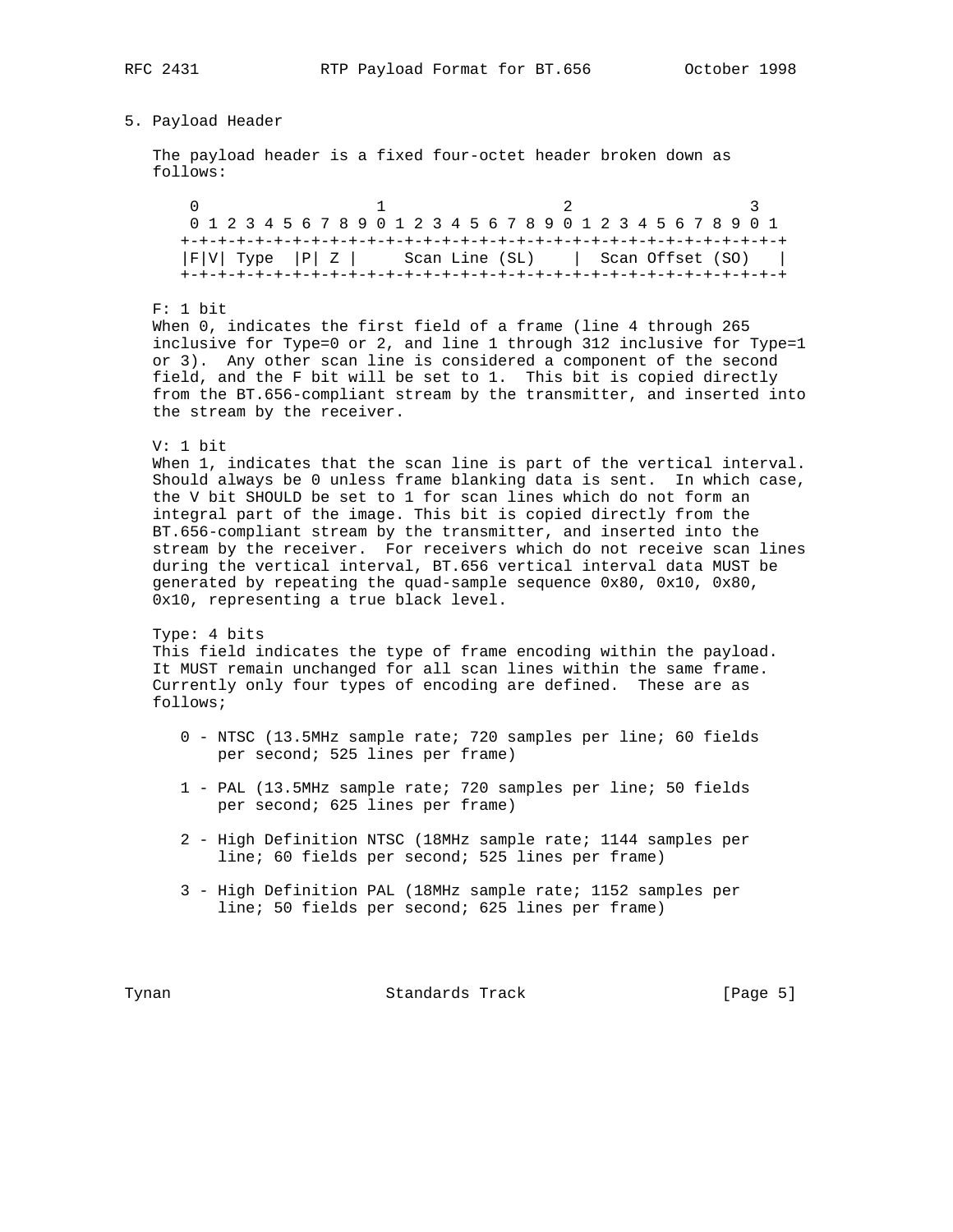## 5. Payload Header

The payload header is a fixed four-octet header broken down as follows:

```
  0                   1                   2                   3
  0 1 2 3 4 5 6 7 8 9 0 1 2 3 4 5 6 7 8 9 0 1 2 3 4 5 6 7 8 9 0 1
 +-+-+-+-+-+-+-+-+-+-+-+-+-+-+-+-+-+-+-+-+-+-+-+-+-+-+-+-+-+-+-+-+
 |F|V| Type  |P| Z |     Scan Line (SL)    |  Scan Offset (SO)   |
 +-+-+-+-+-+-+-+-+-+-+-+-+-+-+-+-+-+-+-+-+-+-+-+-+-+-+-+-+-+-+-+-+
```

F: 1 bit
When 0, indicates the first field of a frame (line 4 through 265 inclusive for Type=0 or 2, and line 1 through 312 inclusive for Type=1 or 3). Any other scan line is considered a component of the second field, and the F bit will be set to 1. This bit is copied directly from the BT.656-compliant stream by the transmitter, and inserted into the stream by the receiver.

V: 1 bit
When 1, indicates that the scan line is part of the vertical interval. Should always be 0 unless frame blanking data is sent. In which case, the V bit SHOULD be set to 1 for scan lines which do not form an integral part of the image. This bit is copied directly from the BT.656-compliant stream by the transmitter, and inserted into the stream by the receiver. For receivers which do not receive scan lines during the vertical interval, BT.656 vertical interval data MUST be generated by repeating the quad-sample sequence 0x80, 0x10, 0x80, 0x10, representing a true black level.

Type: 4 bits
This field indicates the type of frame encoding within the payload. It MUST remain unchanged for all scan lines within the same frame. Currently only four types of encoding are defined. These are as follows;

- 0 - NTSC (13.5MHz sample rate; 720 samples per line; 60 fields per second; 525 lines per frame)
- 1 - PAL (13.5MHz sample rate; 720 samples per line; 50 fields per second; 625 lines per frame)
- 2 - High Definition NTSC (18MHz sample rate; 1144 samples per line; 60 fields per second; 525 lines per frame)
- 3 - High Definition PAL (18MHz sample rate; 1152 samples per line; 50 fields per second; 625 lines per frame)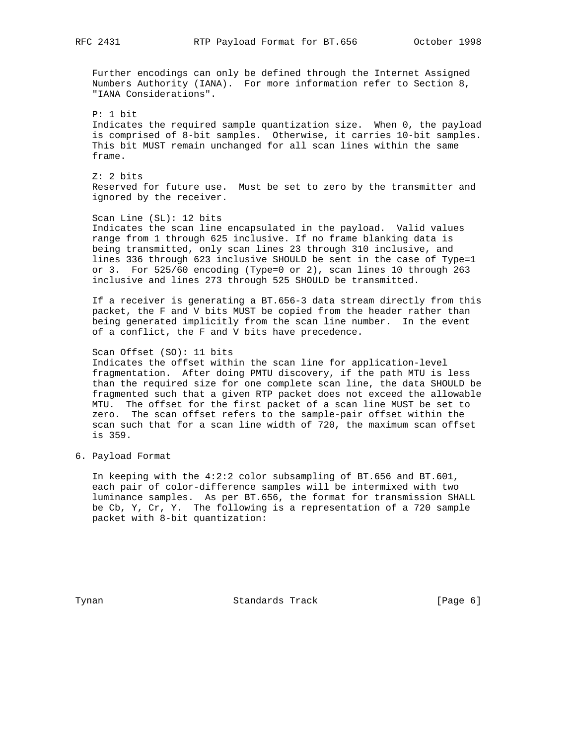Further encodings can only be defined through the Internet Assigned Numbers Authority (IANA). For more information refer to Section 8, "IANA Considerations".

P: 1 bit
Indicates the required sample quantization size. When 0, the payload is comprised of 8-bit samples. Otherwise, it carries 10-bit samples. This bit MUST remain unchanged for all scan lines within the same frame.

Z: 2 bits
Reserved for future use. Must be set to zero by the transmitter and ignored by the receiver.

Scan Line (SL): 12 bits
Indicates the scan line encapsulated in the payload. Valid values range from 1 through 625 inclusive. If no frame blanking data is being transmitted, only scan lines 23 through 310 inclusive, and lines 336 through 623 inclusive SHOULD be sent in the case of Type=1 or 3. For 525/60 encoding (Type=0 or 2), scan lines 10 through 263 inclusive and lines 273 through 525 SHOULD be transmitted.

If a receiver is generating a BT.656-3 data stream directly from this packet, the F and V bits MUST be copied from the header rather than being generated implicitly from the scan line number. In the event of a conflict, the F and V bits have precedence.

Scan Offset (SO): 11 bits
Indicates the offset within the scan line for application-level fragmentation. After doing PMTU discovery, if the path MTU is less than the required size for one complete scan line, the data SHOULD be fragmented such that a given RTP packet does not exceed the allowable MTU. The offset for the first packet of a scan line MUST be set to zero. The scan offset refers to the sample-pair offset within the scan such that for a scan line width of 720, the maximum scan offset is 359.

## 6. Payload Format

In keeping with the 4:2:2 color subsampling of BT.656 and BT.601, each pair of color-difference samples will be intermixed with two luminance samples. As per BT.656, the format for transmission SHALL be Cb, Y, Cr, Y. The following is a representation of a 720 sample packet with 8-bit quantization: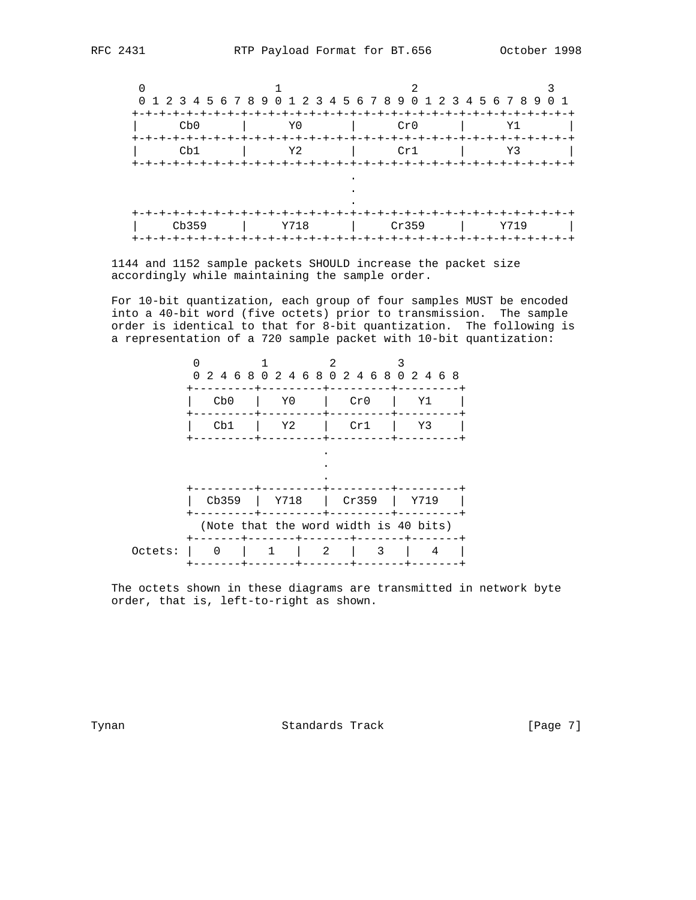```
    0                   1                   2                   3
    0 1 2 3 4 5 6 7 8 9 0 1 2 3 4 5 6 7 8 9 0 1 2 3 4 5 6 7 8 9 0 1
   +-+-+-+-+-+-+-+-+-+-+-+-+-+-+-+-+-+-+-+-+-+-+-+-+-+-+-+-+-+-+-+-+
   |      Cb0      |       Y0      |      Cr0      |       Y1      |
   +-+-+-+-+-+-+-+-+-+-+-+-+-+-+-+-+-+-+-+-+-+-+-+-+-+-+-+-+-+-+-+-+
   |      Cb1      |       Y2      |      Cr1      |       Y3      |
   +-+-+-+-+-+-+-+-+-+-+-+-+-+-+-+-+-+-+-+-+-+-+-+-+-+-+-+-+-+-+-+-+
                                   .
                                   .
                                   .
   +-+-+-+-+-+-+-+-+-+-+-+-+-+-+-+-+-+-+-+-+-+-+-+-+-+-+-+-+-+-+-+-+
   |     Cb359     |      Y718     |     Cr359     |      Y719     |
   +-+-+-+-+-+-+-+-+-+-+-+-+-+-+-+-+-+-+-+-+-+-+-+-+-+-+-+-+-+-+-+-+
```

1144 and 1152 sample packets SHOULD increase the packet size accordingly while maintaining the sample order.

For 10-bit quantization, each group of four samples MUST be encoded into a 40-bit word (five octets) prior to transmission. The sample order is identical to that for 8-bit quantization. The following is a representation of a 720 sample packet with 10-bit quantization:

```
              0         1         2         3
              0 2 4 6 8 0 2 4 6 8 0 2 4 6 8 0 2 4 6 8
             +---------+---------+---------+---------+
             |   Cb0   |   Y0    |   Cr0   |   Y1    |
             +---------+---------+---------+---------+
             |   Cb1   |   Y2    |   Cr1   |   Y3    |
             +---------+---------+---------+---------+
                                 .
                                 .
                                 .
             +---------+---------+---------+---------+
             |  Cb359  |  Y718   |  Cr359  |  Y719   |
             +---------+---------+---------+---------+
               (Note that the word width is 40 bits)
             +-------+-------+-------+-------+-------+
     Octets: |   0   |   1   |   2   |   3   |   4   |
             +-------+-------+-------+-------+-------+
```

The octets shown in these diagrams are transmitted in network byte order, that is, left-to-right as shown.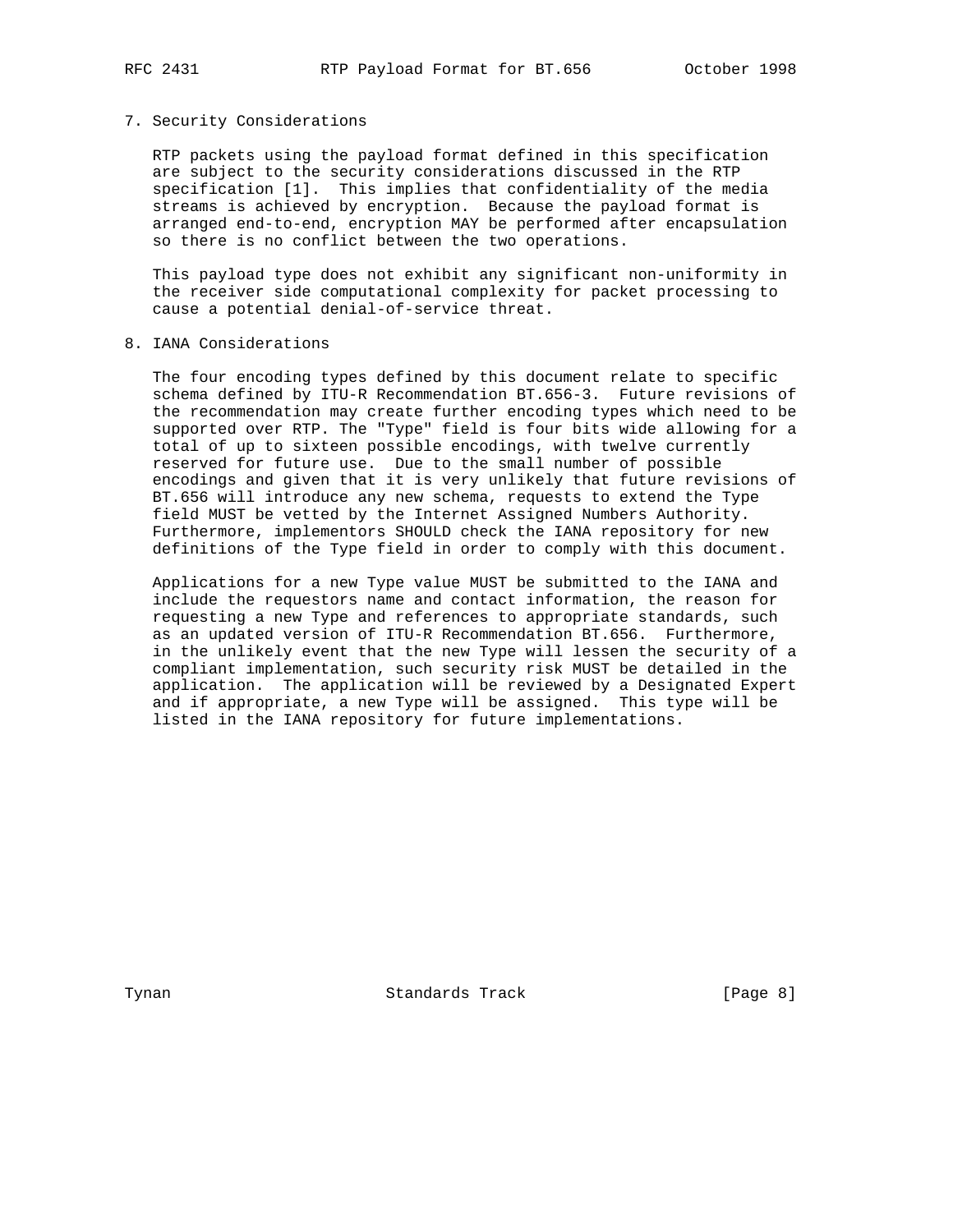## 7. Security Considerations

RTP packets using the payload format defined in this specification are subject to the security considerations discussed in the RTP specification [1]. This implies that confidentiality of the media streams is achieved by encryption. Because the payload format is arranged end-to-end, encryption MAY be performed after encapsulation so there is no conflict between the two operations.

This payload type does not exhibit any significant non-uniformity in the receiver side computational complexity for packet processing to cause a potential denial-of-service threat.

## 8. IANA Considerations

The four encoding types defined by this document relate to specific schema defined by ITU-R Recommendation BT.656-3. Future revisions of the recommendation may create further encoding types which need to be supported over RTP. The "Type" field is four bits wide allowing for a total of up to sixteen possible encodings, with twelve currently reserved for future use. Due to the small number of possible encodings and given that it is very unlikely that future revisions of BT.656 will introduce any new schema, requests to extend the Type field MUST be vetted by the Internet Assigned Numbers Authority. Furthermore, implementors SHOULD check the IANA repository for new definitions of the Type field in order to comply with this document.

Applications for a new Type value MUST be submitted to the IANA and include the requestors name and contact information, the reason for requesting a new Type and references to appropriate standards, such as an updated version of ITU-R Recommendation BT.656. Furthermore, in the unlikely event that the new Type will lessen the security of a compliant implementation, such security risk MUST be detailed in the application. The application will be reviewed by a Designated Expert and if appropriate, a new Type will be assigned. This type will be listed in the IANA repository for future implementations.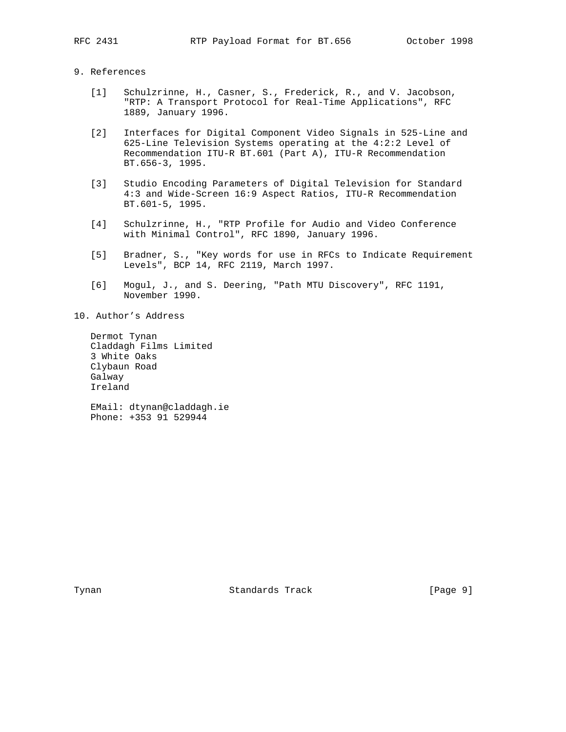## 9. References

[1] Schulzrinne, H., Casner, S., Frederick, R., and V. Jacobson, "RTP: A Transport Protocol for Real-Time Applications", RFC 1889, January 1996.

[2] Interfaces for Digital Component Video Signals in 525-Line and 625-Line Television Systems operating at the 4:2:2 Level of Recommendation ITU-R BT.601 (Part A), ITU-R Recommendation BT.656-3, 1995.

[3] Studio Encoding Parameters of Digital Television for Standard 4:3 and Wide-Screen 16:9 Aspect Ratios, ITU-R Recommendation BT.601-5, 1995.

[4] Schulzrinne, H., "RTP Profile for Audio and Video Conference with Minimal Control", RFC 1890, January 1996.

[5] Bradner, S., "Key words for use in RFCs to Indicate Requirement Levels", BCP 14, RFC 2119, March 1997.

[6] Mogul, J., and S. Deering, "Path MTU Discovery", RFC 1191, November 1990.

## 10. Author's Address

Dermot Tynan
Claddagh Films Limited
3 White Oaks
Clybaun Road
Galway
Ireland

EMail: dtynan@claddagh.ie
Phone: +353 91 529944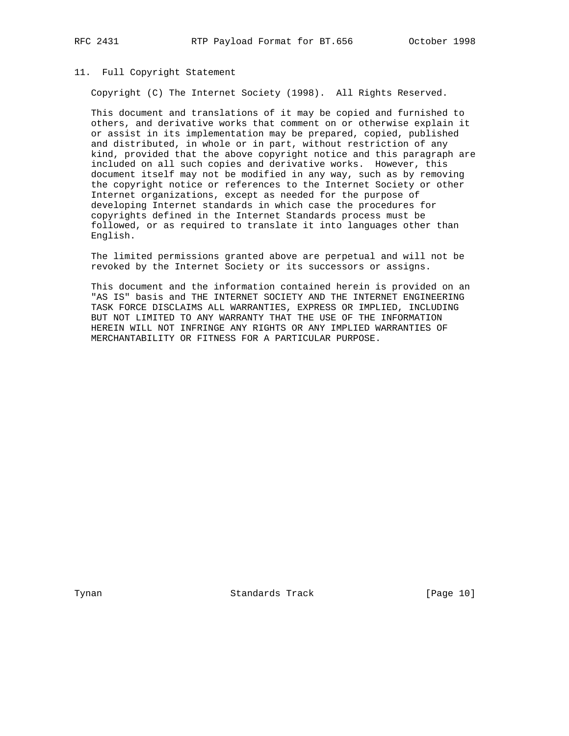## 11. Full Copyright Statement

Copyright (C) The Internet Society (1998). All Rights Reserved.

This document and translations of it may be copied and furnished to others, and derivative works that comment on or otherwise explain it or assist in its implementation may be prepared, copied, published and distributed, in whole or in part, without restriction of any kind, provided that the above copyright notice and this paragraph are included on all such copies and derivative works. However, this document itself may not be modified in any way, such as by removing the copyright notice or references to the Internet Society or other Internet organizations, except as needed for the purpose of developing Internet standards in which case the procedures for copyrights defined in the Internet Standards process must be followed, or as required to translate it into languages other than English.

The limited permissions granted above are perpetual and will not be revoked by the Internet Society or its successors or assigns.

This document and the information contained herein is provided on an "AS IS" basis and THE INTERNET SOCIETY AND THE INTERNET ENGINEERING TASK FORCE DISCLAIMS ALL WARRANTIES, EXPRESS OR IMPLIED, INCLUDING BUT NOT LIMITED TO ANY WARRANTY THAT THE USE OF THE INFORMATION HEREIN WILL NOT INFRINGE ANY RIGHTS OR ANY IMPLIED WARRANTIES OF MERCHANTABILITY OR FITNESS FOR A PARTICULAR PURPOSE.